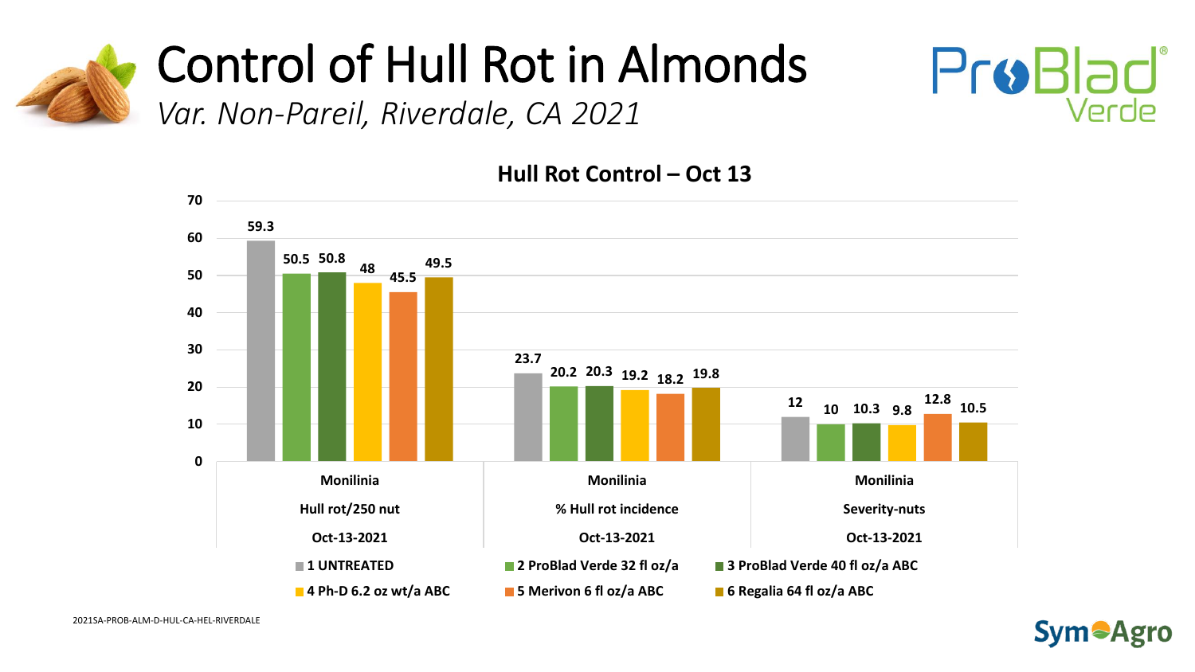# Control of Hull Rot in Almonds

*Var. Non-Pareil, Riverdale, CA 2021*

ProBlad Verde

## Hull Rot Control – Oct 13

| Treatment | Monilinia Hull rot/250 nut Oct-13-2021 | Monilinia % Hull rot incidence Oct-13-2021 | Monilinia Severity-nuts Oct-13-2021 |
|---|---|---|---|
| 1 UNTREATED | 59.3 | 23.7 | 12 |
| 2 ProBlad Verde 32 fl oz/a | 50.5 | 20.2 | 10 |
| 3 ProBlad Verde 40 fl oz/a ABC | 50.8 | 20.3 | 10.3 |
| 4 Ph-D 6.2 oz wt/a ABC | 48 | 19.2 | 9.8 |
| 5 Merivon 6 fl oz/a ABC | 45.5 | 18.2 | 12.8 |
| 6 Regalia 64 fl oz/a ABC | 49.5 | 19.8 | 10.5 |

2021SA-PROB-ALM-D-HUL-CA-HEL-RIVERDALE

SymAgro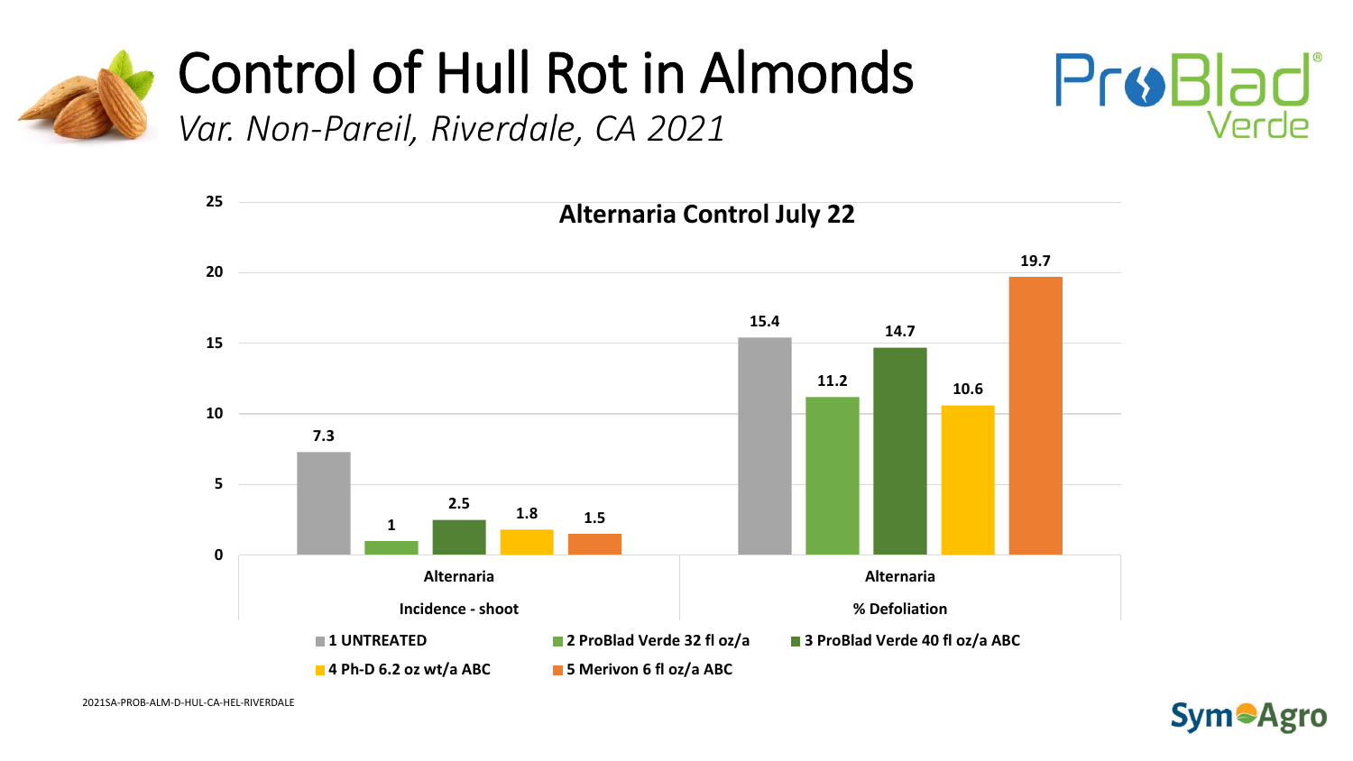# Control of Hull Rot in Almonds

*Var. Non-Pareil, Riverdale, CA 2021*

ProBlad Verde

## Alternaria Control July 22

| Treatment | Alternaria Incidence - shoot | Alternaria % Defoliation |
|---|---|---|
| 1 UNTREATED | 7.3 | 15.4 |
| 2 ProBlad Verde 32 fl oz/a | 1 | 11.2 |
| 3 ProBlad Verde 40 fl oz/a ABC | 2.5 | 14.7 |
| 4 Ph-D 6.2 oz wt/a ABC | 1.8 | 10.6 |
| 5 Merivon 6 fl oz/a ABC | 1.5 | 19.7 |

2021SA-PROB-ALM-D-HUL-CA-HEL-RIVERDALE

SymAgro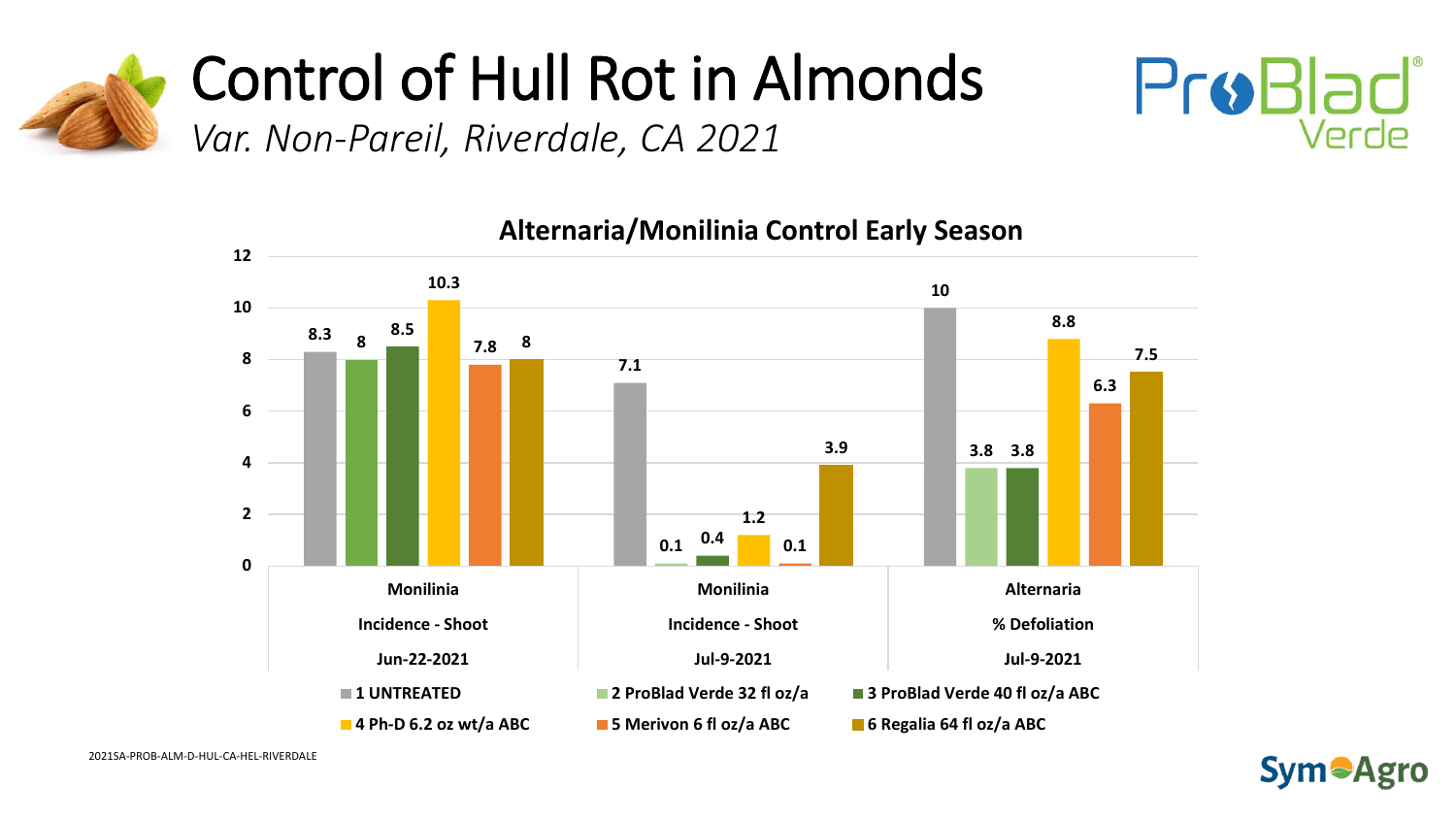# Control of Hull Rot in Almonds

*Var. Non-Pareil, Riverdale, CA 2021*

ProBlad Verde

## Alternaria/Monilinia Control Early Season

| Treatment | Monilinia Incidence - Shoot Jun-22-2021 | Monilinia Incidence - Shoot Jul-9-2021 | Alternaria % Defoliation Jul-9-2021 |
|---|---|---|---|
| 1 UNTREATED | 8.3 | 7.1 | 10 |
| 2 ProBlad Verde 32 fl oz/a | 8 | 0.1 | 3.8 |
| 3 ProBlad Verde 40 fl oz/a ABC | 8.5 | 0.4 | 3.8 |
| 4 Ph-D 6.2 oz wt/a ABC | 10.3 | 1.2 | 8.8 |
| 5 Merivon 6 fl oz/a ABC | 7.8 | 0.1 | 6.3 |
| 6 Regalia 64 fl oz/a ABC | 8 | 3.9 | 7.5 |

2021SA-PROB-ALM-D-HUL-CA-HEL-RIVERDALE

SymAgro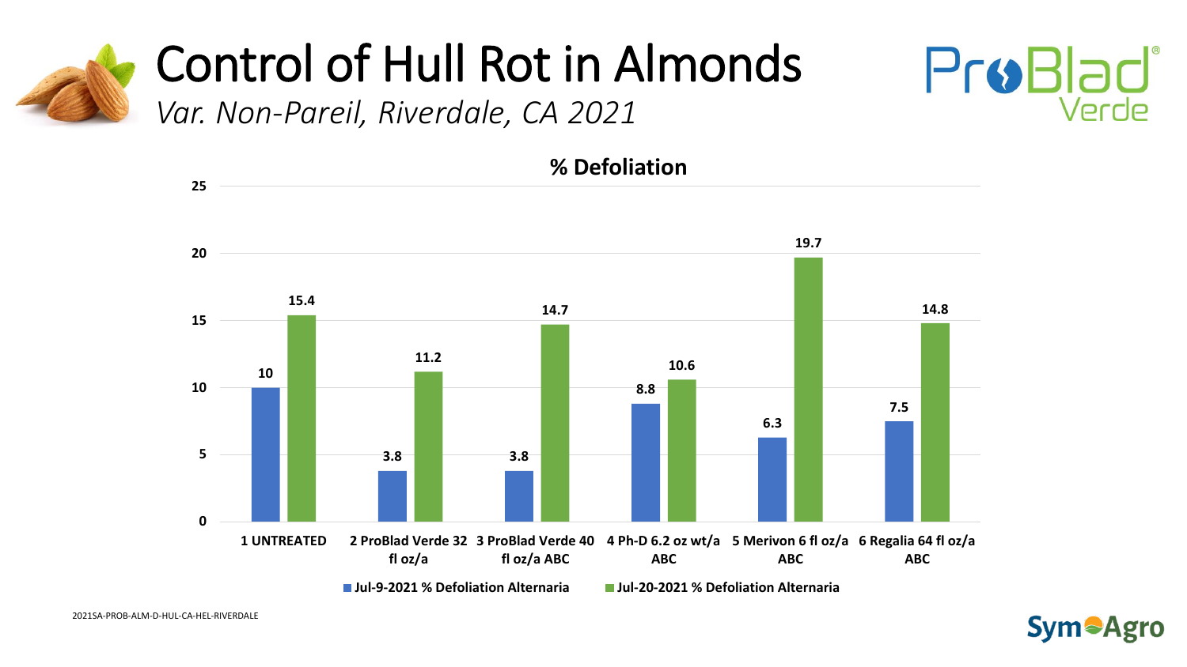# Control of Hull Rot in Almonds

*Var. Non-Pareil, Riverdale, CA 2021*

ProBlad Verde

**% Defoliation**

25
20
15
10
5
0

15.4
10
11.2
3.8
14.7
3.8
10.6
8.8
19.7
6.3
14.8
7.5

1 UNTREATED
2 ProBlad Verde 32 fl oz/a
3 ProBlad Verde 40 fl oz/a ABC
4 Ph-D 6.2 oz wt/a ABC
5 Merivon 6 fl oz/a ABC
6 Regalia 64 fl oz/a ABC

Jul-9-2021 % Defoliation Alternaria
Jul-20-2021 % Defoliation Alternaria

2021SA-PROB-ALM-D-HUL-CA-HEL-RIVERDALE

SymAgro